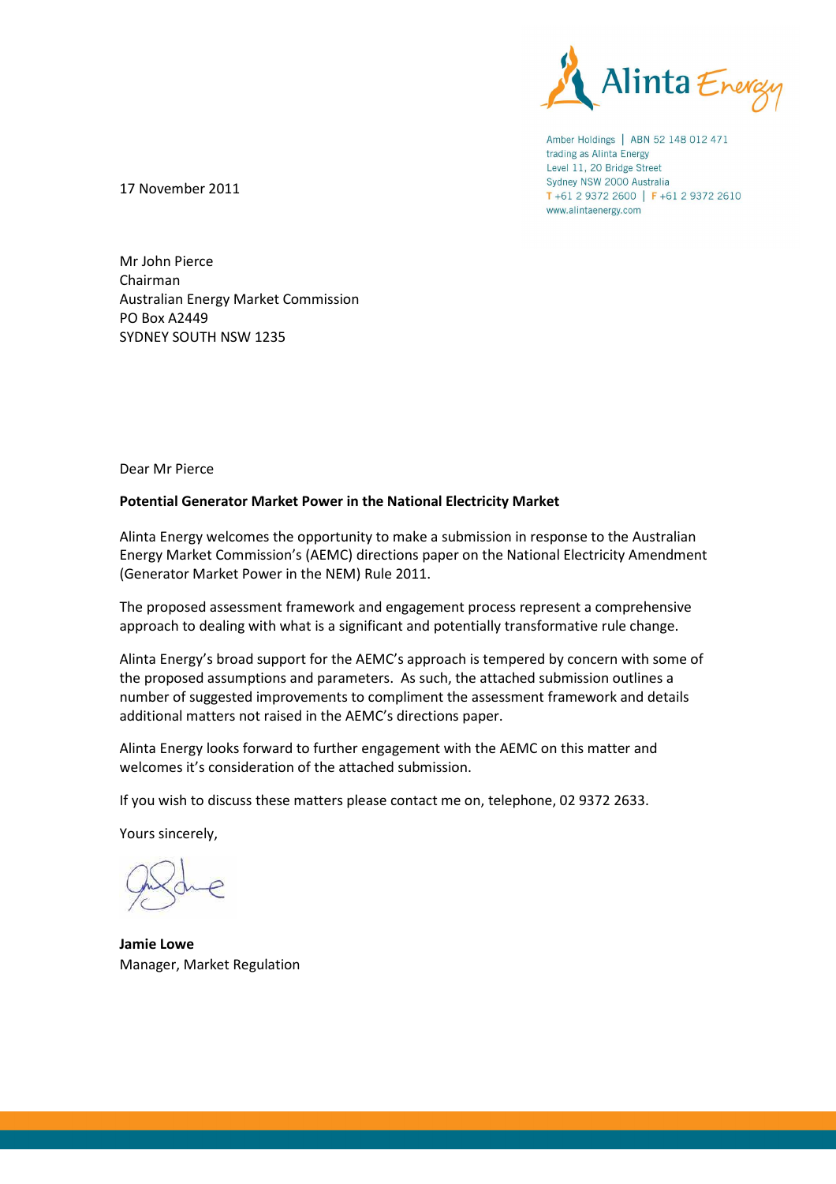Amber Holdings | ABN 52 148 012 471
trading as Alinta Energy
Level 11, 20 Bridge Street
Sydney NSW 2000 Australia
T +61 2 9372 2600 | F +61 2 9372 2610
www.alintaenergy.com

17 November 2011

Mr John Pierce
Chairman
Australian Energy Market Commission
PO Box A2449
SYDNEY SOUTH NSW 1235

Dear Mr Pierce

**Potential Generator Market Power in the National Electricity Market**

Alinta Energy welcomes the opportunity to make a submission in response to the Australian Energy Market Commission's (AEMC) directions paper on the National Electricity Amendment (Generator Market Power in the NEM) Rule 2011.

The proposed assessment framework and engagement process represent a comprehensive approach to dealing with what is a significant and potentially transformative rule change.

Alinta Energy's broad support for the AEMC's approach is tempered by concern with some of the proposed assumptions and parameters. As such, the attached submission outlines a number of suggested improvements to compliment the assessment framework and details additional matters not raised in the AEMC's directions paper.

Alinta Energy looks forward to further engagement with the AEMC on this matter and welcomes it's consideration of the attached submission.

If you wish to discuss these matters please contact me on, telephone, 02 9372 2633.

Yours sincerely,

**Jamie Lowe**
Manager, Market Regulation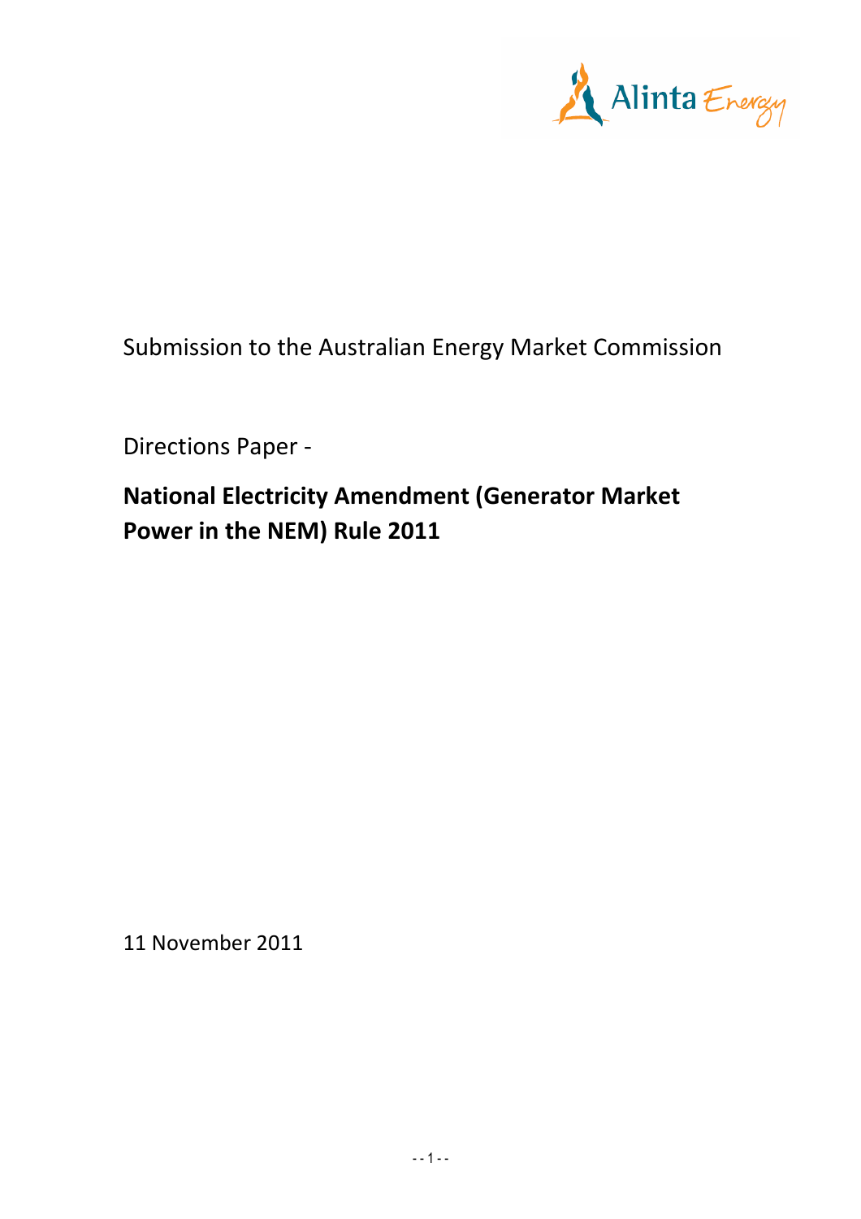Submission to the Australian Energy Market Commission

Directions Paper -

**National Electricity Amendment (Generator Market Power in the NEM) Rule 2011**

11 November 2011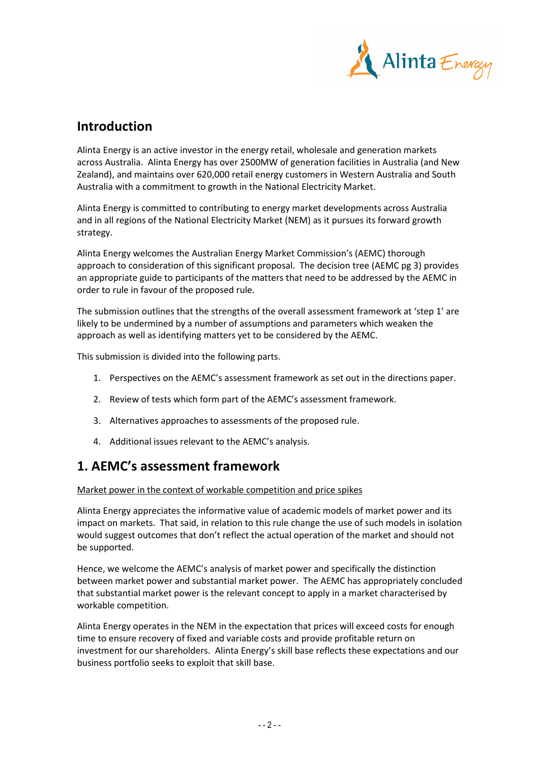## Introduction

Alinta Energy is an active investor in the energy retail, wholesale and generation markets across Australia. Alinta Energy has over 2500MW of generation facilities in Australia (and New Zealand), and maintains over 620,000 retail energy customers in Western Australia and South Australia with a commitment to growth in the National Electricity Market.

Alinta Energy is committed to contributing to energy market developments across Australia and in all regions of the National Electricity Market (NEM) as it pursues its forward growth strategy.

Alinta Energy welcomes the Australian Energy Market Commission's (AEMC) thorough approach to consideration of this significant proposal. The decision tree (AEMC pg 3) provides an appropriate guide to participants of the matters that need to be addressed by the AEMC in order to rule in favour of the proposed rule.

The submission outlines that the strengths of the overall assessment framework at 'step 1' are likely to be undermined by a number of assumptions and parameters which weaken the approach as well as identifying matters yet to be considered by the AEMC.

This submission is divided into the following parts.

1. Perspectives on the AEMC's assessment framework as set out in the directions paper.
2. Review of tests which form part of the AEMC's assessment framework.
3. Alternatives approaches to assessments of the proposed rule.
4. Additional issues relevant to the AEMC's analysis.

## 1. AEMC's assessment framework

<u>Market power in the context of workable competition and price spikes</u>

Alinta Energy appreciates the informative value of academic models of market power and its impact on markets. That said, in relation to this rule change the use of such models in isolation would suggest outcomes that don't reflect the actual operation of the market and should not be supported.

Hence, we welcome the AEMC's analysis of market power and specifically the distinction between market power and substantial market power. The AEMC has appropriately concluded that substantial market power is the relevant concept to apply in a market characterised by workable competition.

Alinta Energy operates in the NEM in the expectation that prices will exceed costs for enough time to ensure recovery of fixed and variable costs and provide profitable return on investment for our shareholders. Alinta Energy's skill base reflects these expectations and our business portfolio seeks to exploit that skill base.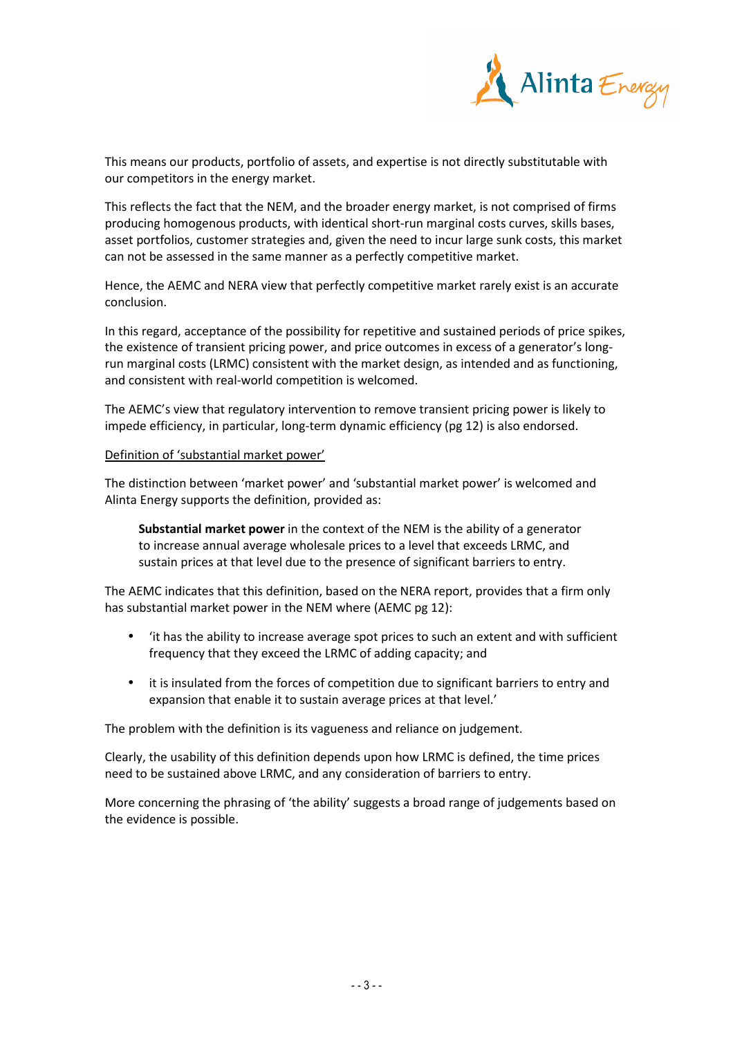This means our products, portfolio of assets, and expertise is not directly substitutable with our competitors in the energy market.

This reflects the fact that the NEM, and the broader energy market, is not comprised of firms producing homogenous products, with identical short-run marginal costs curves, skills bases, asset portfolios, customer strategies and, given the need to incur large sunk costs, this market can not be assessed in the same manner as a perfectly competitive market.

Hence, the AEMC and NERA view that perfectly competitive market rarely exist is an accurate conclusion.

In this regard, acceptance of the possibility for repetitive and sustained periods of price spikes, the existence of transient pricing power, and price outcomes in excess of a generator's long-run marginal costs (LRMC) consistent with the market design, as intended and as functioning, and consistent with real-world competition is welcomed.

The AEMC's view that regulatory intervention to remove transient pricing power is likely to impede efficiency, in particular, long-term dynamic efficiency (pg 12) is also endorsed.

<u>Definition of 'substantial market power'</u>

The distinction between 'market power' and 'substantial market power' is welcomed and Alinta Energy supports the definition, provided as:

> **Substantial market power** in the context of the NEM is the ability of a generator to increase annual average wholesale prices to a level that exceeds LRMC, and sustain prices at that level due to the presence of significant barriers to entry.

The AEMC indicates that this definition, based on the NERA report, provides that a firm only has substantial market power in the NEM where (AEMC pg 12):

- 'it has the ability to increase average spot prices to such an extent and with sufficient frequency that they exceed the LRMC of adding capacity; and
- it is insulated from the forces of competition due to significant barriers to entry and expansion that enable it to sustain average prices at that level.'

The problem with the definition is its vagueness and reliance on judgement.

Clearly, the usability of this definition depends upon how LRMC is defined, the time prices need to be sustained above LRMC, and any consideration of barriers to entry.

More concerning the phrasing of 'the ability' suggests a broad range of judgements based on the evidence is possible.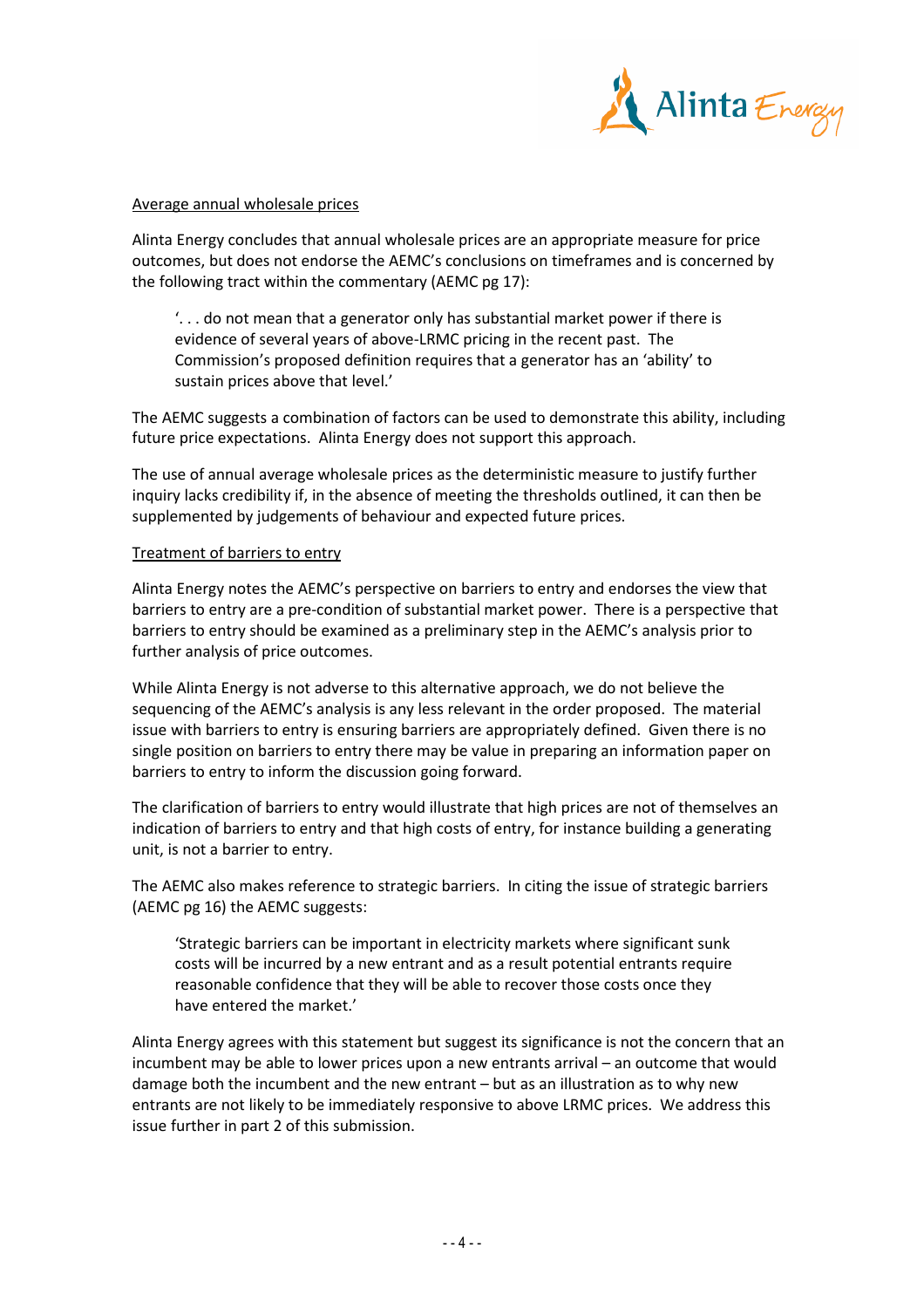Average annual wholesale prices

Alinta Energy concludes that annual wholesale prices are an appropriate measure for price outcomes, but does not endorse the AEMC's conclusions on timeframes and is concerned by the following tract within the commentary (AEMC pg 17):

> '. . . do not mean that a generator only has substantial market power if there is evidence of several years of above-LRMC pricing in the recent past. The Commission's proposed definition requires that a generator has an 'ability' to sustain prices above that level.'

The AEMC suggests a combination of factors can be used to demonstrate this ability, including future price expectations. Alinta Energy does not support this approach.

The use of annual average wholesale prices as the deterministic measure to justify further inquiry lacks credibility if, in the absence of meeting the thresholds outlined, it can then be supplemented by judgements of behaviour and expected future prices.

Treatment of barriers to entry

Alinta Energy notes the AEMC's perspective on barriers to entry and endorses the view that barriers to entry are a pre-condition of substantial market power. There is a perspective that barriers to entry should be examined as a preliminary step in the AEMC's analysis prior to further analysis of price outcomes.

While Alinta Energy is not adverse to this alternative approach, we do not believe the sequencing of the AEMC's analysis is any less relevant in the order proposed. The material issue with barriers to entry is ensuring barriers are appropriately defined. Given there is no single position on barriers to entry there may be value in preparing an information paper on barriers to entry to inform the discussion going forward.

The clarification of barriers to entry would illustrate that high prices are not of themselves an indication of barriers to entry and that high costs of entry, for instance building a generating unit, is not a barrier to entry.

The AEMC also makes reference to strategic barriers. In citing the issue of strategic barriers (AEMC pg 16) the AEMC suggests:

> 'Strategic barriers can be important in electricity markets where significant sunk costs will be incurred by a new entrant and as a result potential entrants require reasonable confidence that they will be able to recover those costs once they have entered the market.'

Alinta Energy agrees with this statement but suggest its significance is not the concern that an incumbent may be able to lower prices upon a new entrants arrival – an outcome that would damage both the incumbent and the new entrant – but as an illustration as to why new entrants are not likely to be immediately responsive to above LRMC prices. We address this issue further in part 2 of this submission.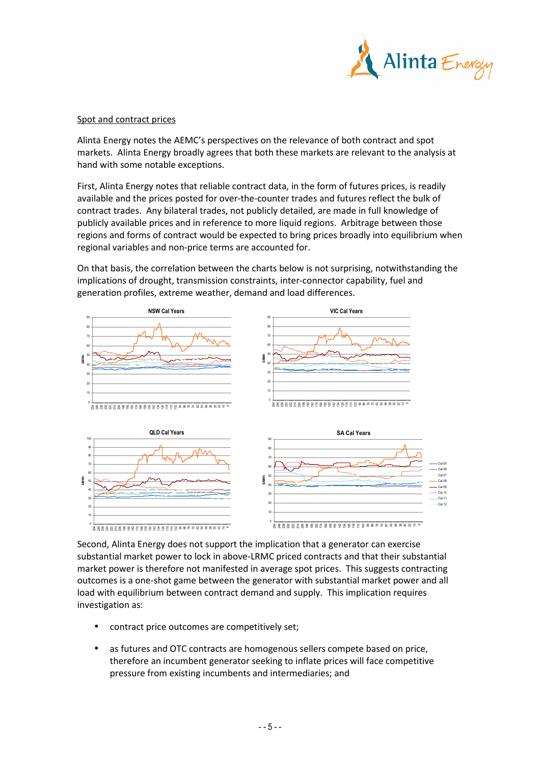Spot and contract prices

Alinta Energy notes the AEMC's perspectives on the relevance of both contract and spot markets. Alinta Energy broadly agrees that both these markets are relevant to the analysis at hand with some notable exceptions.

First, Alinta Energy notes that reliable contract data, in the form of futures prices, is readily available and the prices posted for over-the-counter trades and futures reflect the bulk of contract trades. Any bilateral trades, not publicly detailed, are made in full knowledge of publicly available prices and in reference to more liquid regions. Arbitrage between those regions and forms of contract would be expected to bring prices broadly into equilibrium when regional variables and non-price terms are accounted for.

On that basis, the correlation between the charts below is not surprising, notwithstanding the implications of drought, transmission constraints, inter-connector capability, fuel and generation profiles, extreme weather, demand and load differences.

Second, Alinta Energy does not support the implication that a generator can exercise substantial market power to lock in above-LRMC priced contracts and that their substantial market power is therefore not manifested in average spot prices. This suggests contracting outcomes is a one-shot game between the generator with substantial market power and all load with equilibrium between contract demand and supply. This implication requires investigation as:

- contract price outcomes are competitively set;
- as futures and OTC contracts are homogenous sellers compete based on price, therefore an incumbent generator seeking to inflate prices will face competitive pressure from existing incumbents and intermediaries; and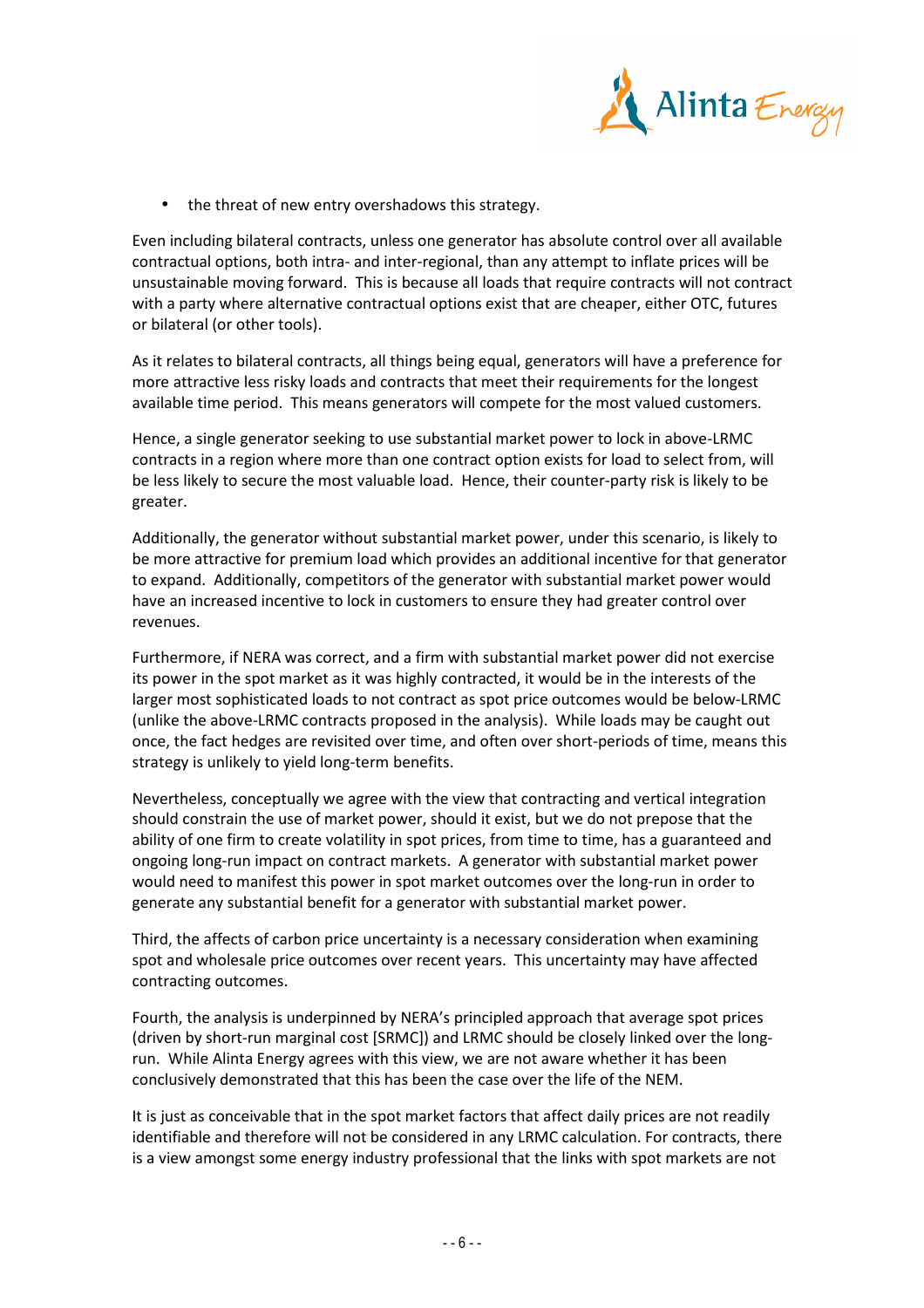- the threat of new entry overshadows this strategy.

Even including bilateral contracts, unless one generator has absolute control over all available contractual options, both intra- and inter-regional, than any attempt to inflate prices will be unsustainable moving forward. This is because all loads that require contracts will not contract with a party where alternative contractual options exist that are cheaper, either OTC, futures or bilateral (or other tools).

As it relates to bilateral contracts, all things being equal, generators will have a preference for more attractive less risky loads and contracts that meet their requirements for the longest available time period. This means generators will compete for the most valued customers.

Hence, a single generator seeking to use substantial market power to lock in above-LRMC contracts in a region where more than one contract option exists for load to select from, will be less likely to secure the most valuable load. Hence, their counter-party risk is likely to be greater.

Additionally, the generator without substantial market power, under this scenario, is likely to be more attractive for premium load which provides an additional incentive for that generator to expand. Additionally, competitors of the generator with substantial market power would have an increased incentive to lock in customers to ensure they had greater control over revenues.

Furthermore, if NERA was correct, and a firm with substantial market power did not exercise its power in the spot market as it was highly contracted, it would be in the interests of the larger most sophisticated loads to not contract as spot price outcomes would be below-LRMC (unlike the above-LRMC contracts proposed in the analysis). While loads may be caught out once, the fact hedges are revisited over time, and often over short-periods of time, means this strategy is unlikely to yield long-term benefits.

Nevertheless, conceptually we agree with the view that contracting and vertical integration should constrain the use of market power, should it exist, but we do not prepose that the ability of one firm to create volatility in spot prices, from time to time, has a guaranteed and ongoing long-run impact on contract markets. A generator with substantial market power would need to manifest this power in spot market outcomes over the long-run in order to generate any substantial benefit for a generator with substantial market power.

Third, the affects of carbon price uncertainty is a necessary consideration when examining spot and wholesale price outcomes over recent years. This uncertainty may have affected contracting outcomes.

Fourth, the analysis is underpinned by NERA's principled approach that average spot prices (driven by short-run marginal cost [SRMC]) and LRMC should be closely linked over the long-run. While Alinta Energy agrees with this view, we are not aware whether it has been conclusively demonstrated that this has been the case over the life of the NEM.

It is just as conceivable that in the spot market factors that affect daily prices are not readily identifiable and therefore will not be considered in any LRMC calculation. For contracts, there is a view amongst some energy industry professional that the links with spot markets are not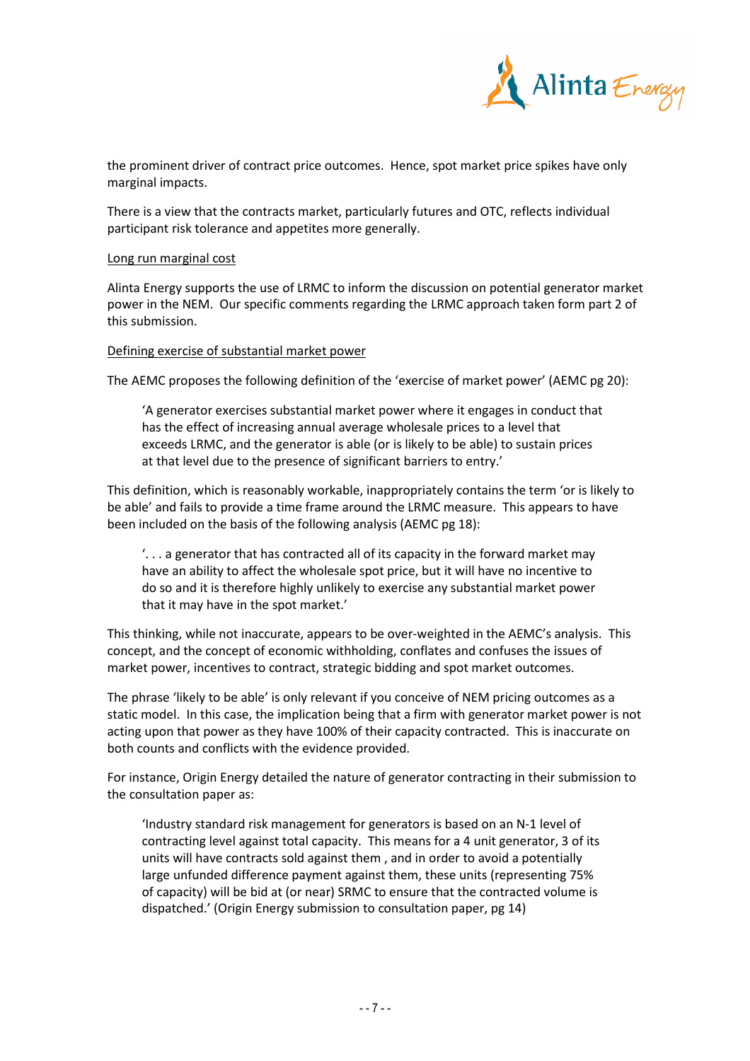the prominent driver of contract price outcomes. Hence, spot market price spikes have only marginal impacts.

There is a view that the contracts market, particularly futures and OTC, reflects individual participant risk tolerance and appetites more generally.

Long run marginal cost

Alinta Energy supports the use of LRMC to inform the discussion on potential generator market power in the NEM. Our specific comments regarding the LRMC approach taken form part 2 of this submission.

Defining exercise of substantial market power

The AEMC proposes the following definition of the 'exercise of market power' (AEMC pg 20):

> 'A generator exercises substantial market power where it engages in conduct that has the effect of increasing annual average wholesale prices to a level that exceeds LRMC, and the generator is able (or is likely to be able) to sustain prices at that level due to the presence of significant barriers to entry.'

This definition, which is reasonably workable, inappropriately contains the term 'or is likely to be able' and fails to provide a time frame around the LRMC measure. This appears to have been included on the basis of the following analysis (AEMC pg 18):

> '. . . a generator that has contracted all of its capacity in the forward market may have an ability to affect the wholesale spot price, but it will have no incentive to do so and it is therefore highly unlikely to exercise any substantial market power that it may have in the spot market.'

This thinking, while not inaccurate, appears to be over-weighted in the AEMC's analysis. This concept, and the concept of economic withholding, conflates and confuses the issues of market power, incentives to contract, strategic bidding and spot market outcomes.

The phrase 'likely to be able' is only relevant if you conceive of NEM pricing outcomes as a static model. In this case, the implication being that a firm with generator market power is not acting upon that power as they have 100% of their capacity contracted. This is inaccurate on both counts and conflicts with the evidence provided.

For instance, Origin Energy detailed the nature of generator contracting in their submission to the consultation paper as:

> 'Industry standard risk management for generators is based on an N-1 level of contracting level against total capacity. This means for a 4 unit generator, 3 of its units will have contracts sold against them , and in order to avoid a potentially large unfunded difference payment against them, these units (representing 75% of capacity) will be bid at (or near) SRMC to ensure that the contracted volume is dispatched.' (Origin Energy submission to consultation paper, pg 14)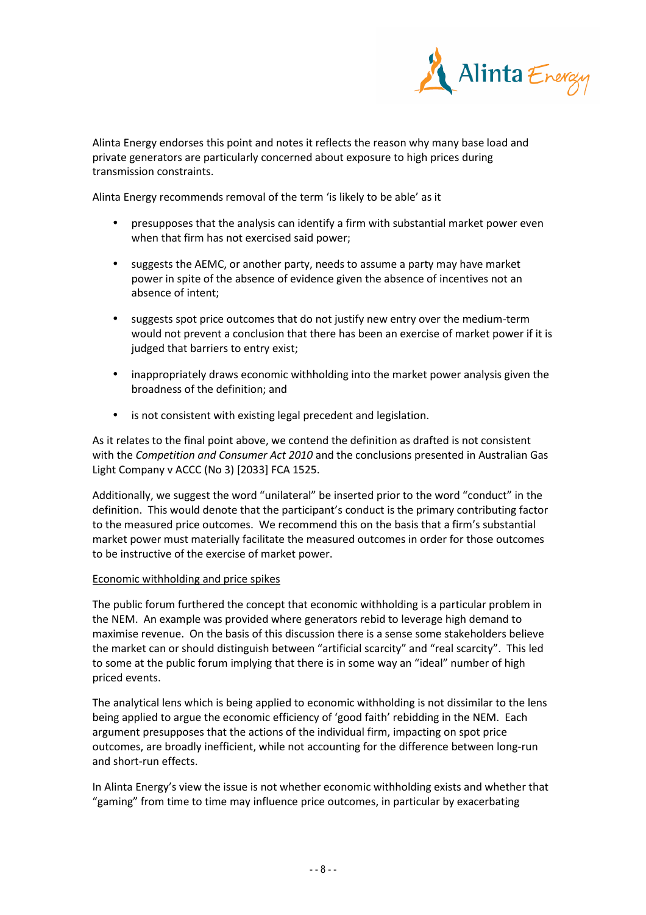Alinta Energy endorses this point and notes it reflects the reason why many base load and private generators are particularly concerned about exposure to high prices during transmission constraints.

Alinta Energy recommends removal of the term 'is likely to be able' as it

- presupposes that the analysis can identify a firm with substantial market power even when that firm has not exercised said power;
- suggests the AEMC, or another party, needs to assume a party may have market power in spite of the absence of evidence given the absence of incentives not an absence of intent;
- suggests spot price outcomes that do not justify new entry over the medium-term would not prevent a conclusion that there has been an exercise of market power if it is judged that barriers to entry exist;
- inappropriately draws economic withholding into the market power analysis given the broadness of the definition; and
- is not consistent with existing legal precedent and legislation.

As it relates to the final point above, we contend the definition as drafted is not consistent with the *Competition and Consumer Act 2010* and the conclusions presented in Australian Gas Light Company v ACCC (No 3) [2033] FCA 1525.

Additionally, we suggest the word "unilateral" be inserted prior to the word "conduct" in the definition. This would denote that the participant's conduct is the primary contributing factor to the measured price outcomes. We recommend this on the basis that a firm's substantial market power must materially facilitate the measured outcomes in order for those outcomes to be instructive of the exercise of market power.

<u>Economic withholding and price spikes</u>

The public forum furthered the concept that economic withholding is a particular problem in the NEM. An example was provided where generators rebid to leverage high demand to maximise revenue. On the basis of this discussion there is a sense some stakeholders believe the market can or should distinguish between "artificial scarcity" and "real scarcity". This led to some at the public forum implying that there is in some way an "ideal" number of high priced events.

The analytical lens which is being applied to economic withholding is not dissimilar to the lens being applied to argue the economic efficiency of 'good faith' rebidding in the NEM. Each argument presupposes that the actions of the individual firm, impacting on spot price outcomes, are broadly inefficient, while not accounting for the difference between long-run and short-run effects.

In Alinta Energy's view the issue is not whether economic withholding exists and whether that "gaming" from time to time may influence price outcomes, in particular by exacerbating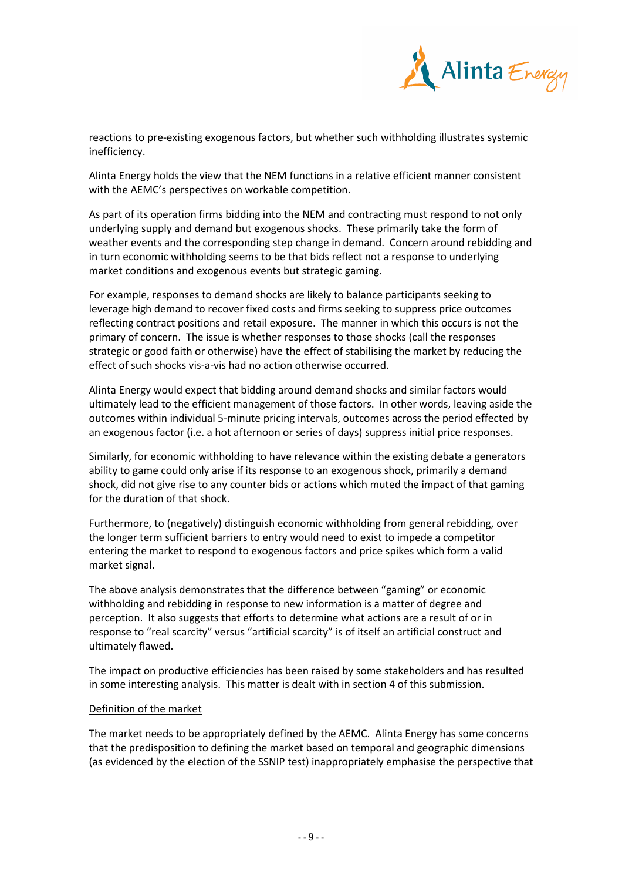reactions to pre-existing exogenous factors, but whether such withholding illustrates systemic inefficiency.

Alinta Energy holds the view that the NEM functions in a relative efficient manner consistent with the AEMC's perspectives on workable competition.

As part of its operation firms bidding into the NEM and contracting must respond to not only underlying supply and demand but exogenous shocks. These primarily take the form of weather events and the corresponding step change in demand. Concern around rebidding and in turn economic withholding seems to be that bids reflect not a response to underlying market conditions and exogenous events but strategic gaming.

For example, responses to demand shocks are likely to balance participants seeking to leverage high demand to recover fixed costs and firms seeking to suppress price outcomes reflecting contract positions and retail exposure. The manner in which this occurs is not the primary of concern. The issue is whether responses to those shocks (call the responses strategic or good faith or otherwise) have the effect of stabilising the market by reducing the effect of such shocks vis-a-vis had no action otherwise occurred.

Alinta Energy would expect that bidding around demand shocks and similar factors would ultimately lead to the efficient management of those factors. In other words, leaving aside the outcomes within individual 5-minute pricing intervals, outcomes across the period effected by an exogenous factor (i.e. a hot afternoon or series of days) suppress initial price responses.

Similarly, for economic withholding to have relevance within the existing debate a generators ability to game could only arise if its response to an exogenous shock, primarily a demand shock, did not give rise to any counter bids or actions which muted the impact of that gaming for the duration of that shock.

Furthermore, to (negatively) distinguish economic withholding from general rebidding, over the longer term sufficient barriers to entry would need to exist to impede a competitor entering the market to respond to exogenous factors and price spikes which form a valid market signal.

The above analysis demonstrates that the difference between "gaming" or economic withholding and rebidding in response to new information is a matter of degree and perception. It also suggests that efforts to determine what actions are a result of or in response to "real scarcity" versus "artificial scarcity" is of itself an artificial construct and ultimately flawed.

The impact on productive efficiencies has been raised by some stakeholders and has resulted in some interesting analysis. This matter is dealt with in section 4 of this submission.

<u>Definition of the market</u>

The market needs to be appropriately defined by the AEMC. Alinta Energy has some concerns that the predisposition to defining the market based on temporal and geographic dimensions (as evidenced by the election of the SSNIP test) inappropriately emphasise the perspective that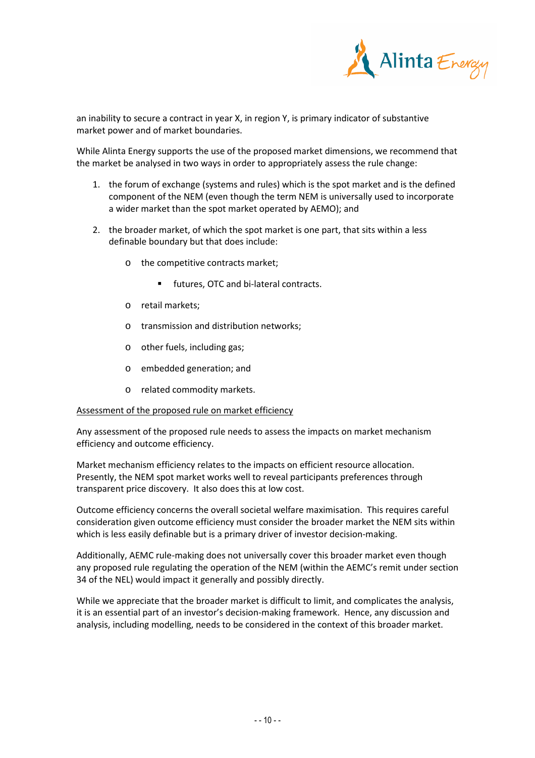an inability to secure a contract in year X, in region Y, is primary indicator of substantive market power and of market boundaries.

While Alinta Energy supports the use of the proposed market dimensions, we recommend that the market be analysed in two ways in order to appropriately assess the rule change:

1. the forum of exchange (systems and rules) which is the spot market and is the defined component of the NEM (even though the term NEM is universally used to incorporate a wider market than the spot market operated by AEMO); and

2. the broader market, of which the spot market is one part, that sits within a less definable boundary but that does include:

    - the competitive contracts market;

        - futures, OTC and bi-lateral contracts.

    - retail markets;

    - transmission and distribution networks;

    - other fuels, including gas;

    - embedded generation; and

    - related commodity markets.

<u>Assessment of the proposed rule on market efficiency</u>

Any assessment of the proposed rule needs to assess the impacts on market mechanism efficiency and outcome efficiency.

Market mechanism efficiency relates to the impacts on efficient resource allocation. Presently, the NEM spot market works well to reveal participants preferences through transparent price discovery. It also does this at low cost.

Outcome efficiency concerns the overall societal welfare maximisation. This requires careful consideration given outcome efficiency must consider the broader market the NEM sits within which is less easily definable but is a primary driver of investor decision-making.

Additionally, AEMC rule-making does not universally cover this broader market even though any proposed rule regulating the operation of the NEM (within the AEMC's remit under section 34 of the NEL) would impact it generally and possibly directly.

While we appreciate that the broader market is difficult to limit, and complicates the analysis, it is an essential part of an investor's decision-making framework. Hence, any discussion and analysis, including modelling, needs to be considered in the context of this broader market.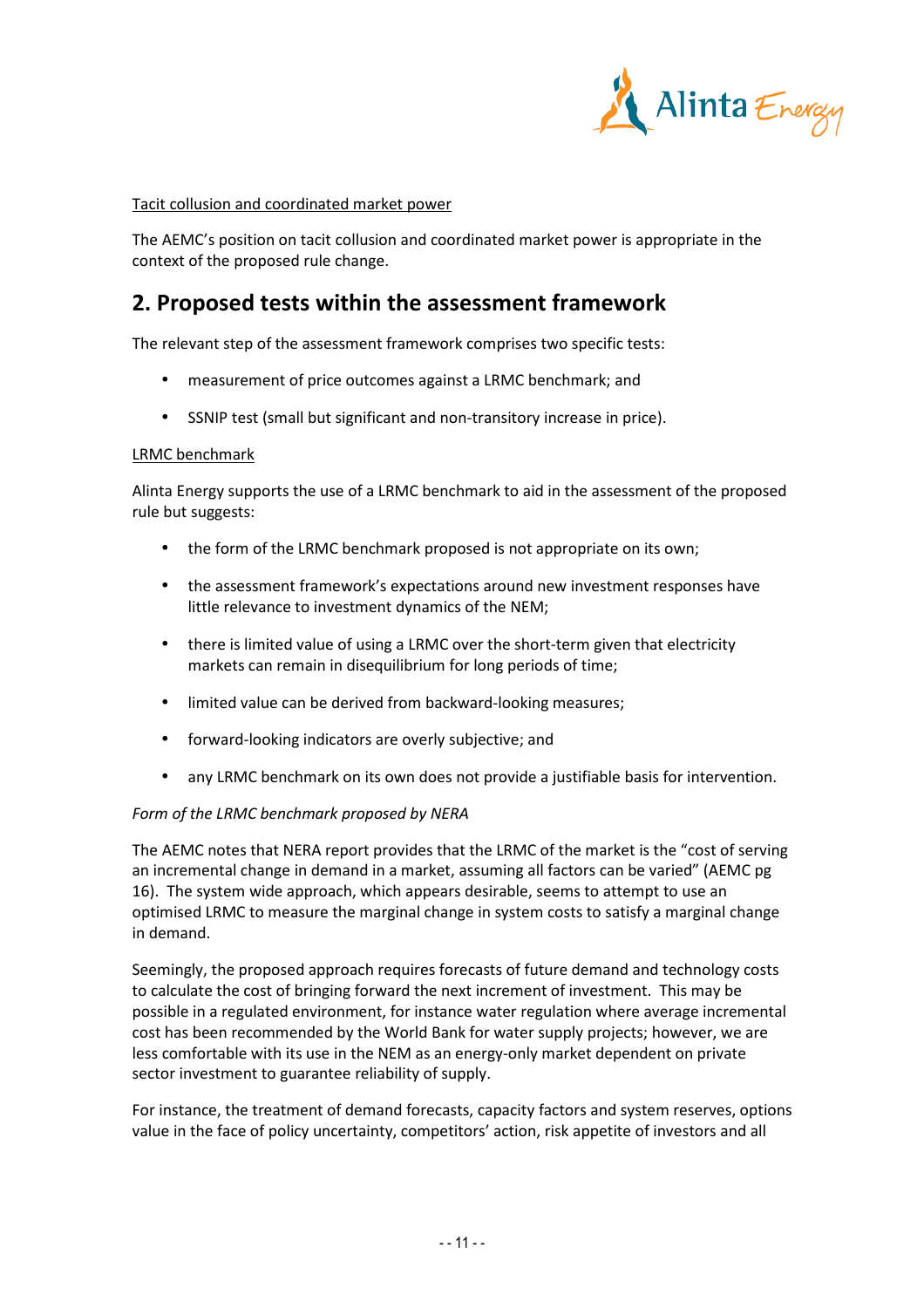Tacit collusion and coordinated market power

The AEMC's position on tacit collusion and coordinated market power is appropriate in the context of the proposed rule change.

## 2. Proposed tests within the assessment framework

The relevant step of the assessment framework comprises two specific tests:

- measurement of price outcomes against a LRMC benchmark; and
- SSNIP test (small but significant and non-transitory increase in price).

LRMC benchmark

Alinta Energy supports the use of a LRMC benchmark to aid in the assessment of the proposed rule but suggests:

- the form of the LRMC benchmark proposed is not appropriate on its own;
- the assessment framework's expectations around new investment responses have little relevance to investment dynamics of the NEM;
- there is limited value of using a LRMC over the short-term given that electricity markets can remain in disequilibrium for long periods of time;
- limited value can be derived from backward-looking measures;
- forward-looking indicators are overly subjective; and
- any LRMC benchmark on its own does not provide a justifiable basis for intervention.

*Form of the LRMC benchmark proposed by NERA*

The AEMC notes that NERA report provides that the LRMC of the market is the "cost of serving an incremental change in demand in a market, assuming all factors can be varied" (AEMC pg 16). The system wide approach, which appears desirable, seems to attempt to use an optimised LRMC to measure the marginal change in system costs to satisfy a marginal change in demand.

Seemingly, the proposed approach requires forecasts of future demand and technology costs to calculate the cost of bringing forward the next increment of investment. This may be possible in a regulated environment, for instance water regulation where average incremental cost has been recommended by the World Bank for water supply projects; however, we are less comfortable with its use in the NEM as an energy-only market dependent on private sector investment to guarantee reliability of supply.

For instance, the treatment of demand forecasts, capacity factors and system reserves, options value in the face of policy uncertainty, competitors' action, risk appetite of investors and all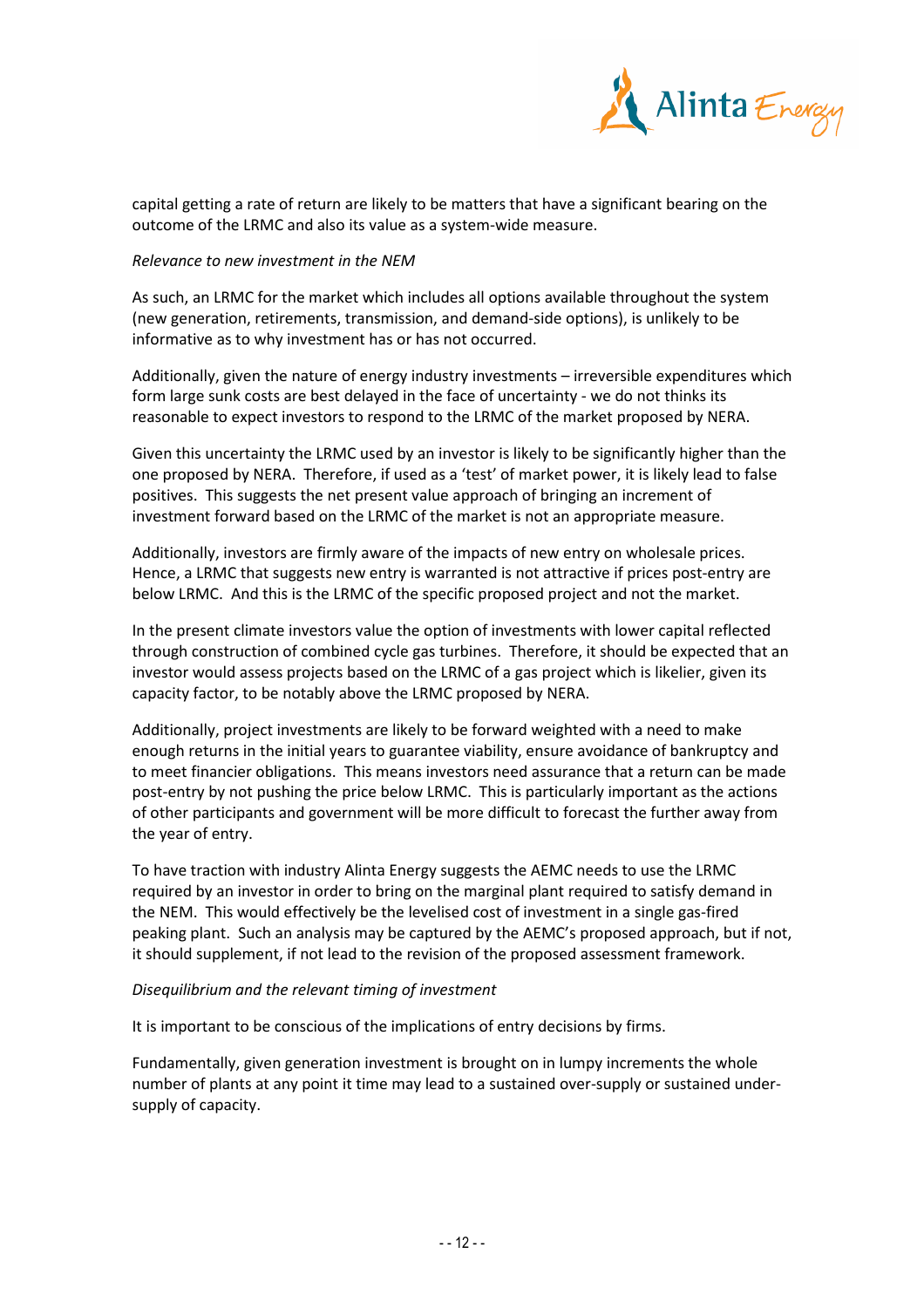capital getting a rate of return are likely to be matters that have a significant bearing on the outcome of the LRMC and also its value as a system-wide measure.

*Relevance to new investment in the NEM*

As such, an LRMC for the market which includes all options available throughout the system (new generation, retirements, transmission, and demand-side options), is unlikely to be informative as to why investment has or has not occurred.

Additionally, given the nature of energy industry investments – irreversible expenditures which form large sunk costs are best delayed in the face of uncertainty - we do not thinks its reasonable to expect investors to respond to the LRMC of the market proposed by NERA.

Given this uncertainty the LRMC used by an investor is likely to be significantly higher than the one proposed by NERA. Therefore, if used as a 'test' of market power, it is likely lead to false positives. This suggests the net present value approach of bringing an increment of investment forward based on the LRMC of the market is not an appropriate measure.

Additionally, investors are firmly aware of the impacts of new entry on wholesale prices. Hence, a LRMC that suggests new entry is warranted is not attractive if prices post-entry are below LRMC. And this is the LRMC of the specific proposed project and not the market.

In the present climate investors value the option of investments with lower capital reflected through construction of combined cycle gas turbines. Therefore, it should be expected that an investor would assess projects based on the LRMC of a gas project which is likelier, given its capacity factor, to be notably above the LRMC proposed by NERA.

Additionally, project investments are likely to be forward weighted with a need to make enough returns in the initial years to guarantee viability, ensure avoidance of bankruptcy and to meet financier obligations. This means investors need assurance that a return can be made post-entry by not pushing the price below LRMC. This is particularly important as the actions of other participants and government will be more difficult to forecast the further away from the year of entry.

To have traction with industry Alinta Energy suggests the AEMC needs to use the LRMC required by an investor in order to bring on the marginal plant required to satisfy demand in the NEM. This would effectively be the levelised cost of investment in a single gas-fired peaking plant. Such an analysis may be captured by the AEMC's proposed approach, but if not, it should supplement, if not lead to the revision of the proposed assessment framework.

*Disequilibrium and the relevant timing of investment*

It is important to be conscious of the implications of entry decisions by firms.

Fundamentally, given generation investment is brought on in lumpy increments the whole number of plants at any point it time may lead to a sustained over-supply or sustained under-supply of capacity.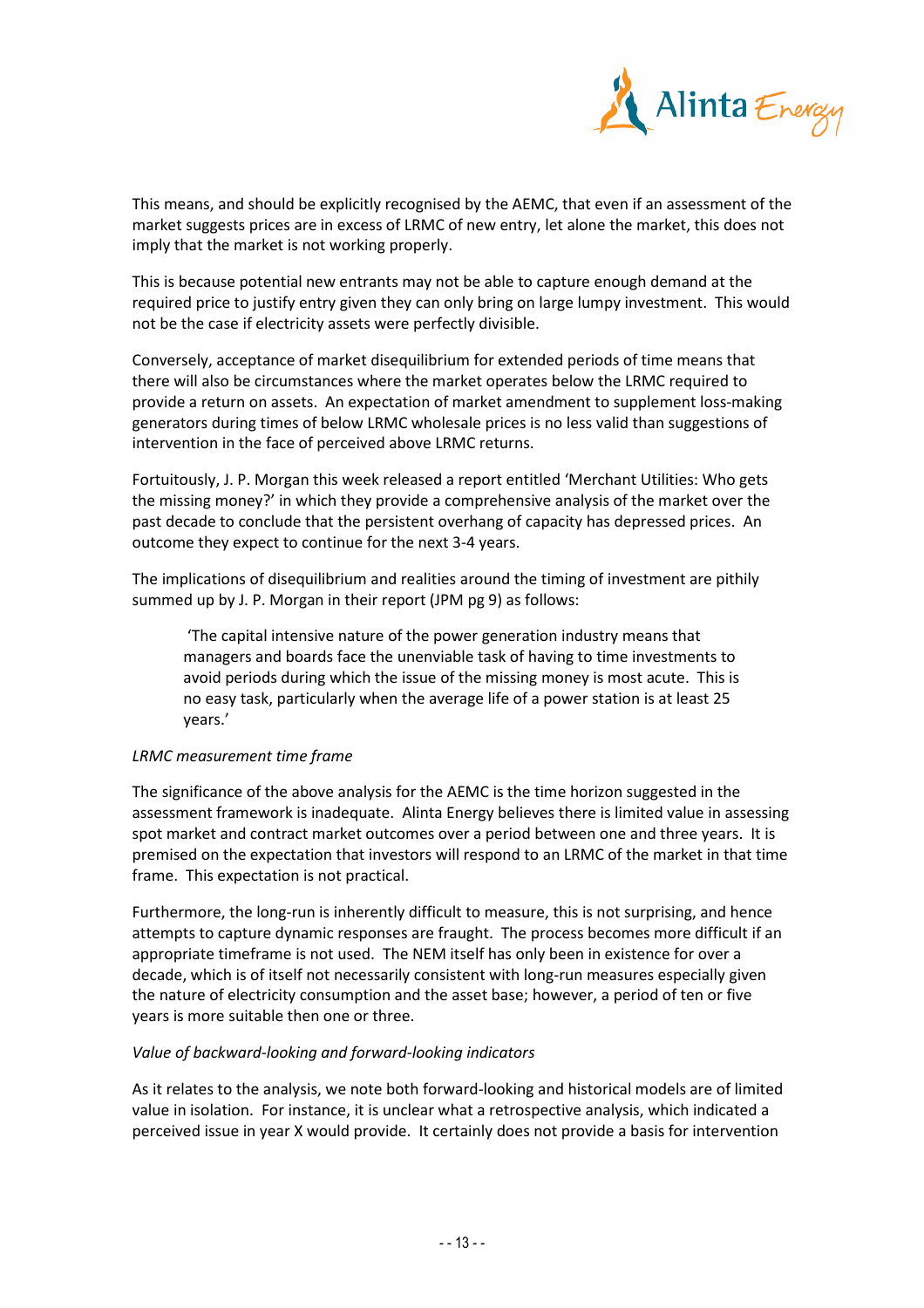This means, and should be explicitly recognised by the AEMC, that even if an assessment of the market suggests prices are in excess of LRMC of new entry, let alone the market, this does not imply that the market is not working properly.

This is because potential new entrants may not be able to capture enough demand at the required price to justify entry given they can only bring on large lumpy investment. This would not be the case if electricity assets were perfectly divisible.

Conversely, acceptance of market disequilibrium for extended periods of time means that there will also be circumstances where the market operates below the LRMC required to provide a return on assets. An expectation of market amendment to supplement loss-making generators during times of below LRMC wholesale prices is no less valid than suggestions of intervention in the face of perceived above LRMC returns.

Fortuitously, J. P. Morgan this week released a report entitled 'Merchant Utilities: Who gets the missing money?' in which they provide a comprehensive analysis of the market over the past decade to conclude that the persistent overhang of capacity has depressed prices. An outcome they expect to continue for the next 3-4 years.

The implications of disequilibrium and realities around the timing of investment are pithily summed up by J. P. Morgan in their report (JPM pg 9) as follows:

> 'The capital intensive nature of the power generation industry means that managers and boards face the unenviable task of having to time investments to avoid periods during which the issue of the missing money is most acute. This is no easy task, particularly when the average life of a power station is at least 25 years.'

*LRMC measurement time frame*

The significance of the above analysis for the AEMC is the time horizon suggested in the assessment framework is inadequate. Alinta Energy believes there is limited value in assessing spot market and contract market outcomes over a period between one and three years. It is premised on the expectation that investors will respond to an LRMC of the market in that time frame. This expectation is not practical.

Furthermore, the long-run is inherently difficult to measure, this is not surprising, and hence attempts to capture dynamic responses are fraught. The process becomes more difficult if an appropriate timeframe is not used. The NEM itself has only been in existence for over a decade, which is of itself not necessarily consistent with long-run measures especially given the nature of electricity consumption and the asset base; however, a period of ten or five years is more suitable then one or three.

*Value of backward-looking and forward-looking indicators*

As it relates to the analysis, we note both forward-looking and historical models are of limited value in isolation. For instance, it is unclear what a retrospective analysis, which indicated a perceived issue in year X would provide. It certainly does not provide a basis for intervention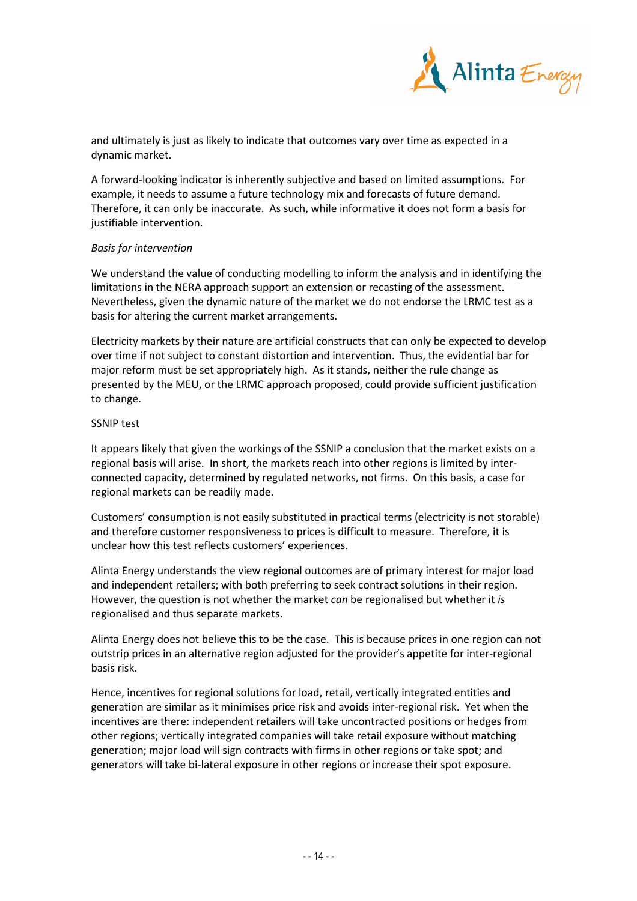and ultimately is just as likely to indicate that outcomes vary over time as expected in a dynamic market.

A forward-looking indicator is inherently subjective and based on limited assumptions. For example, it needs to assume a future technology mix and forecasts of future demand. Therefore, it can only be inaccurate. As such, while informative it does not form a basis for justifiable intervention.

*Basis for intervention*

We understand the value of conducting modelling to inform the analysis and in identifying the limitations in the NERA approach support an extension or recasting of the assessment. Nevertheless, given the dynamic nature of the market we do not endorse the LRMC test as a basis for altering the current market arrangements.

Electricity markets by their nature are artificial constructs that can only be expected to develop over time if not subject to constant distortion and intervention. Thus, the evidential bar for major reform must be set appropriately high. As it stands, neither the rule change as presented by the MEU, or the LRMC approach proposed, could provide sufficient justification to change.

<u>SSNIP test</u>

It appears likely that given the workings of the SSNIP a conclusion that the market exists on a regional basis will arise. In short, the markets reach into other regions is limited by inter-connected capacity, determined by regulated networks, not firms. On this basis, a case for regional markets can be readily made.

Customers' consumption is not easily substituted in practical terms (electricity is not storable) and therefore customer responsiveness to prices is difficult to measure. Therefore, it is unclear how this test reflects customers' experiences.

Alinta Energy understands the view regional outcomes are of primary interest for major load and independent retailers; with both preferring to seek contract solutions in their region. However, the question is not whether the market *can* be regionalised but whether it *is* regionalised and thus separate markets.

Alinta Energy does not believe this to be the case. This is because prices in one region can not outstrip prices in an alternative region adjusted for the provider's appetite for inter-regional basis risk.

Hence, incentives for regional solutions for load, retail, vertically integrated entities and generation are similar as it minimises price risk and avoids inter-regional risk. Yet when the incentives are there: independent retailers will take uncontracted positions or hedges from other regions; vertically integrated companies will take retail exposure without matching generation; major load will sign contracts with firms in other regions or take spot; and generators will take bi-lateral exposure in other regions or increase their spot exposure.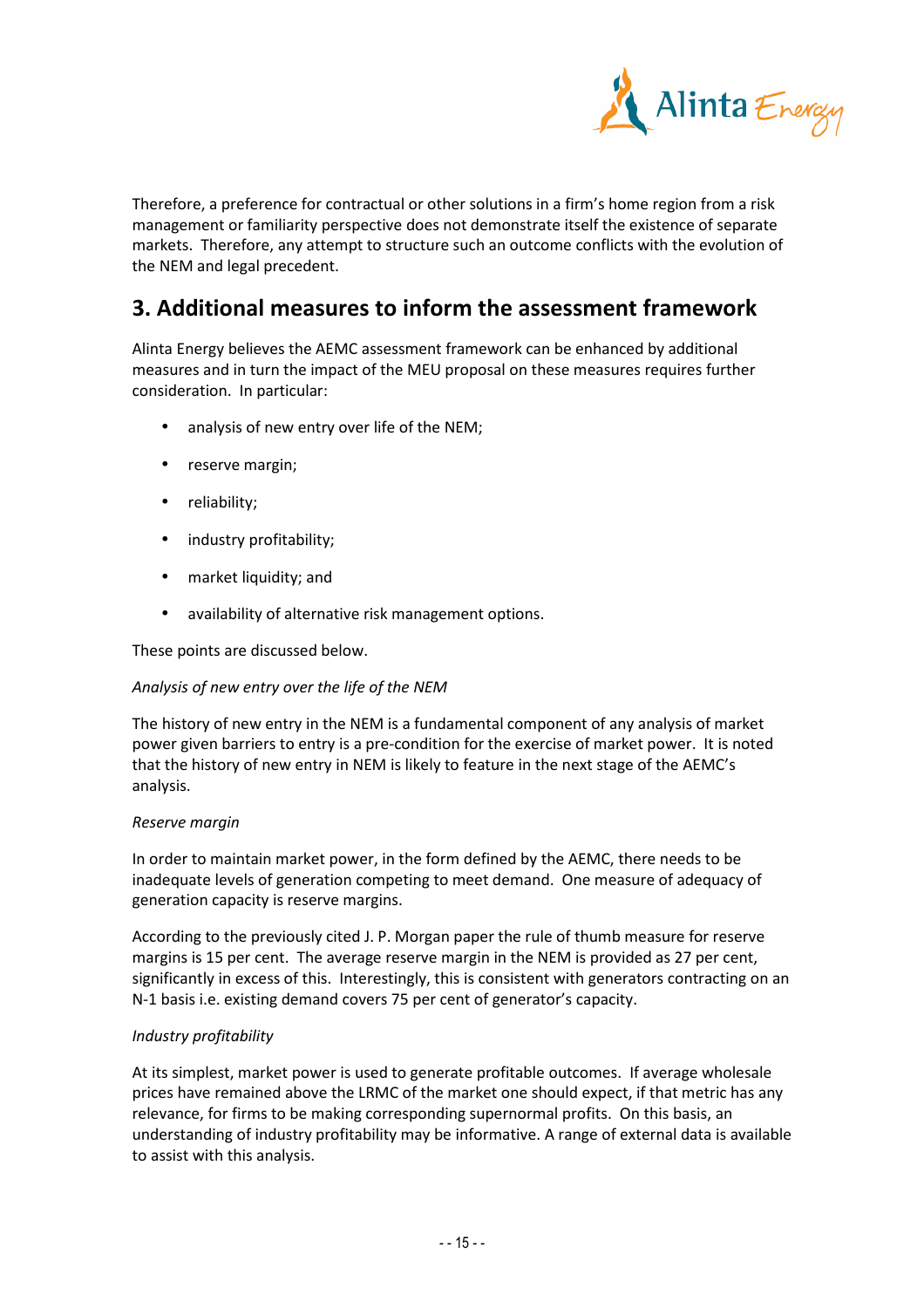Therefore, a preference for contractual or other solutions in a firm's home region from a risk management or familiarity perspective does not demonstrate itself the existence of separate markets. Therefore, any attempt to structure such an outcome conflicts with the evolution of the NEM and legal precedent.

## 3. Additional measures to inform the assessment framework

Alinta Energy believes the AEMC assessment framework can be enhanced by additional measures and in turn the impact of the MEU proposal on these measures requires further consideration. In particular:

- analysis of new entry over life of the NEM;
- reserve margin;
- reliability;
- industry profitability;
- market liquidity; and
- availability of alternative risk management options.

These points are discussed below.

*Analysis of new entry over the life of the NEM*

The history of new entry in the NEM is a fundamental component of any analysis of market power given barriers to entry is a pre-condition for the exercise of market power. It is noted that the history of new entry in NEM is likely to feature in the next stage of the AEMC's analysis.

*Reserve margin*

In order to maintain market power, in the form defined by the AEMC, there needs to be inadequate levels of generation competing to meet demand. One measure of adequacy of generation capacity is reserve margins.

According to the previously cited J. P. Morgan paper the rule of thumb measure for reserve margins is 15 per cent. The average reserve margin in the NEM is provided as 27 per cent, significantly in excess of this. Interestingly, this is consistent with generators contracting on an N-1 basis i.e. existing demand covers 75 per cent of generator's capacity.

*Industry profitability*

At its simplest, market power is used to generate profitable outcomes. If average wholesale prices have remained above the LRMC of the market one should expect, if that metric has any relevance, for firms to be making corresponding supernormal profits. On this basis, an understanding of industry profitability may be informative. A range of external data is available to assist with this analysis.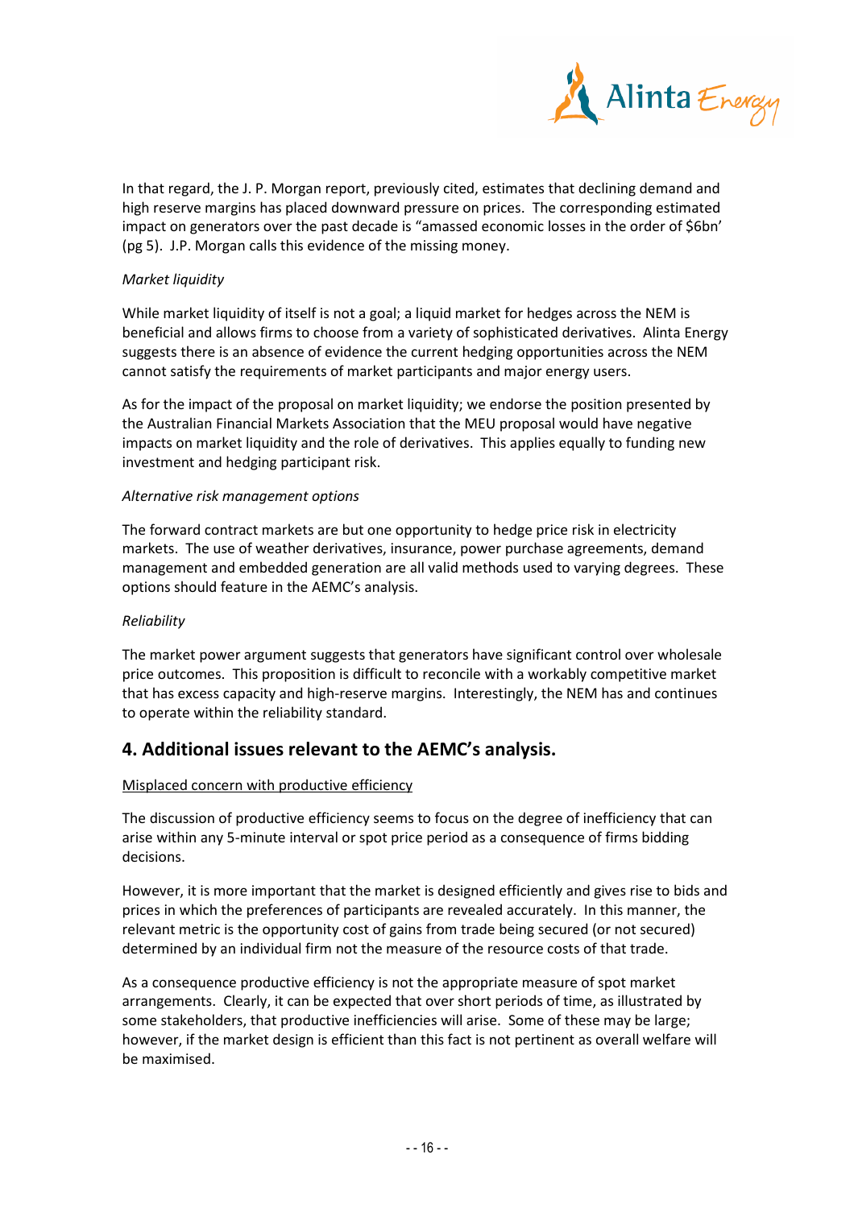In that regard, the J. P. Morgan report, previously cited, estimates that declining demand and high reserve margins has placed downward pressure on prices. The corresponding estimated impact on generators over the past decade is "amassed economic losses in the order of $6bn' (pg 5). J.P. Morgan calls this evidence of the missing money.

*Market liquidity*

While market liquidity of itself is not a goal; a liquid market for hedges across the NEM is beneficial and allows firms to choose from a variety of sophisticated derivatives. Alinta Energy suggests there is an absence of evidence the current hedging opportunities across the NEM cannot satisfy the requirements of market participants and major energy users.

As for the impact of the proposal on market liquidity; we endorse the position presented by the Australian Financial Markets Association that the MEU proposal would have negative impacts on market liquidity and the role of derivatives. This applies equally to funding new investment and hedging participant risk.

*Alternative risk management options*

The forward contract markets are but one opportunity to hedge price risk in electricity markets. The use of weather derivatives, insurance, power purchase agreements, demand management and embedded generation are all valid methods used to varying degrees. These options should feature in the AEMC's analysis.

*Reliability*

The market power argument suggests that generators have significant control over wholesale price outcomes. This proposition is difficult to reconcile with a workably competitive market that has excess capacity and high-reserve margins. Interestingly, the NEM has and continues to operate within the reliability standard.

## 4. Additional issues relevant to the AEMC's analysis.

Misplaced concern with productive efficiency

The discussion of productive efficiency seems to focus on the degree of inefficiency that can arise within any 5-minute interval or spot price period as a consequence of firms bidding decisions.

However, it is more important that the market is designed efficiently and gives rise to bids and prices in which the preferences of participants are revealed accurately. In this manner, the relevant metric is the opportunity cost of gains from trade being secured (or not secured) determined by an individual firm not the measure of the resource costs of that trade.

As a consequence productive efficiency is not the appropriate measure of spot market arrangements. Clearly, it can be expected that over short periods of time, as illustrated by some stakeholders, that productive inefficiencies will arise. Some of these may be large; however, if the market design is efficient than this fact is not pertinent as overall welfare will be maximised.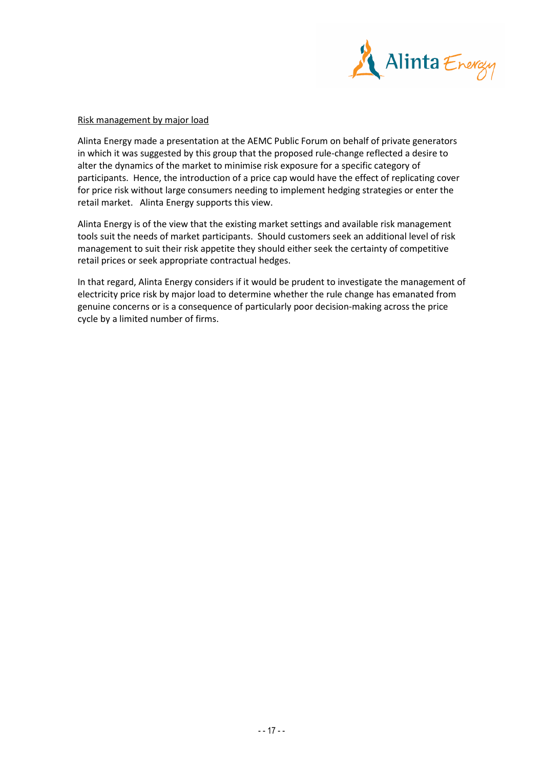<u>Risk management by major load</u>

Alinta Energy made a presentation at the AEMC Public Forum on behalf of private generators in which it was suggested by this group that the proposed rule-change reflected a desire to alter the dynamics of the market to minimise risk exposure for a specific category of participants. Hence, the introduction of a price cap would have the effect of replicating cover for price risk without large consumers needing to implement hedging strategies or enter the retail market. Alinta Energy supports this view.

Alinta Energy is of the view that the existing market settings and available risk management tools suit the needs of market participants. Should customers seek an additional level of risk management to suit their risk appetite they should either seek the certainty of competitive retail prices or seek appropriate contractual hedges.

In that regard, Alinta Energy considers if it would be prudent to investigate the management of electricity price risk by major load to determine whether the rule change has emanated from genuine concerns or is a consequence of particularly poor decision-making across the price cycle by a limited number of firms.